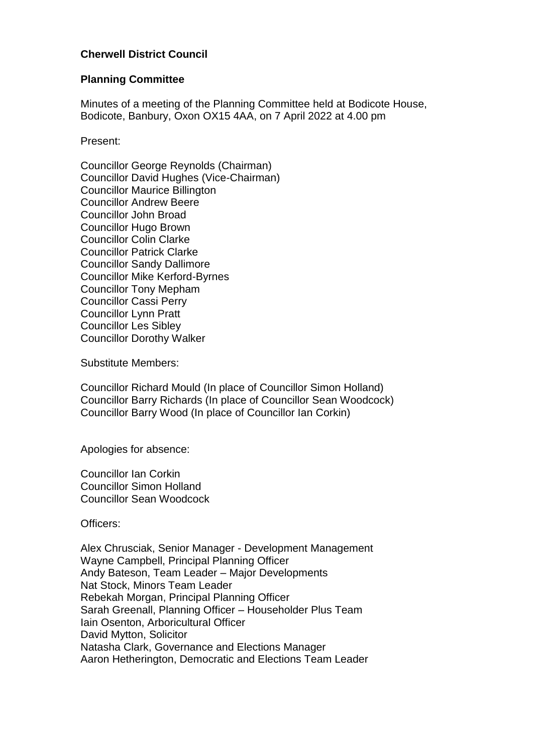**Cherwell District Council**

**Planning Committee**

Minutes of a meeting of the Planning Committee held at Bodicote House, Bodicote, Banbury, Oxon OX15 4AA, on 7 April 2022 at 4.00 pm

Present:

Councillor George Reynolds (Chairman)
Councillor David Hughes (Vice-Chairman)
Councillor Maurice Billington
Councillor Andrew Beere
Councillor John Broad
Councillor Hugo Brown
Councillor Colin Clarke
Councillor Patrick Clarke
Councillor Sandy Dallimore
Councillor Mike Kerford-Byrnes
Councillor Tony Mepham
Councillor Cassi Perry
Councillor Lynn Pratt
Councillor Les Sibley
Councillor Dorothy Walker

Substitute Members:

Councillor Richard Mould (In place of Councillor Simon Holland)
Councillor Barry Richards (In place of Councillor Sean Woodcock)
Councillor Barry Wood (In place of Councillor Ian Corkin)

Apologies for absence:

Councillor Ian Corkin
Councillor Simon Holland
Councillor Sean Woodcock

Officers:

Alex Chrusciak, Senior Manager - Development Management
Wayne Campbell, Principal Planning Officer
Andy Bateson, Team Leader – Major Developments
Nat Stock, Minors Team Leader
Rebekah Morgan, Principal Planning Officer
Sarah Greenall, Planning Officer – Householder Plus Team
Iain Osenton, Arboricultural Officer
David Mytton, Solicitor
Natasha Clark, Governance and Elections Manager
Aaron Hetherington, Democratic and Elections Team Leader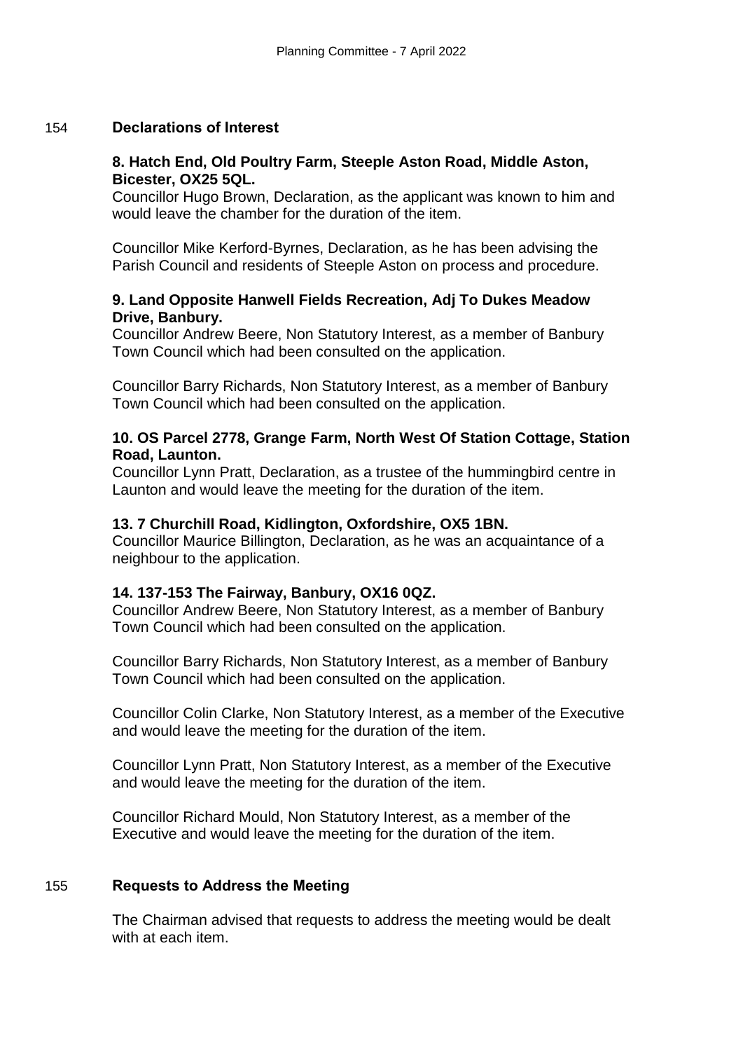## 154 Declarations of Interest

**8. Hatch End, Old Poultry Farm, Steeple Aston Road, Middle Aston, Bicester, OX25 5QL.**

Councillor Hugo Brown, Declaration, as the applicant was known to him and would leave the chamber for the duration of the item.

Councillor Mike Kerford-Byrnes, Declaration, as he has been advising the Parish Council and residents of Steeple Aston on process and procedure.

**9. Land Opposite Hanwell Fields Recreation, Adj To Dukes Meadow Drive, Banbury.**

Councillor Andrew Beere, Non Statutory Interest, as a member of Banbury Town Council which had been consulted on the application.

Councillor Barry Richards, Non Statutory Interest, as a member of Banbury Town Council which had been consulted on the application.

**10. OS Parcel 2778, Grange Farm, North West Of Station Cottage, Station Road, Launton.**

Councillor Lynn Pratt, Declaration, as a trustee of the hummingbird centre in Launton and would leave the meeting for the duration of the item.

**13. 7 Churchill Road, Kidlington, Oxfordshire, OX5 1BN.**

Councillor Maurice Billington, Declaration, as he was an acquaintance of a neighbour to the application.

**14. 137-153 The Fairway, Banbury, OX16 0QZ.**

Councillor Andrew Beere, Non Statutory Interest, as a member of Banbury Town Council which had been consulted on the application.

Councillor Barry Richards, Non Statutory Interest, as a member of Banbury Town Council which had been consulted on the application.

Councillor Colin Clarke, Non Statutory Interest, as a member of the Executive and would leave the meeting for the duration of the item.

Councillor Lynn Pratt, Non Statutory Interest, as a member of the Executive and would leave the meeting for the duration of the item.

Councillor Richard Mould, Non Statutory Interest, as a member of the Executive and would leave the meeting for the duration of the item.

## 155 Requests to Address the Meeting

The Chairman advised that requests to address the meeting would be dealt with at each item.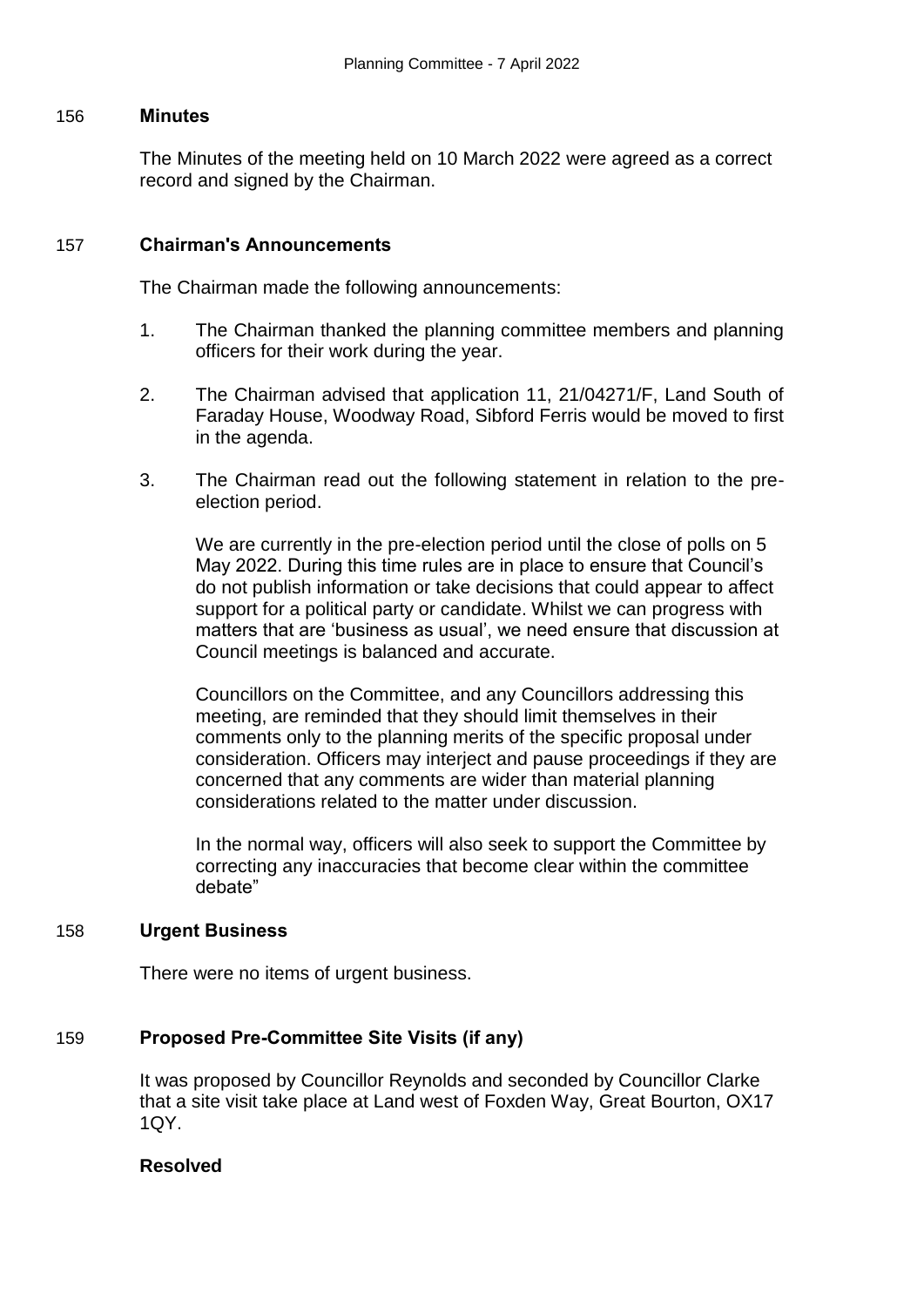## 156 Minutes

The Minutes of the meeting held on 10 March 2022 were agreed as a correct record and signed by the Chairman.

## 157 Chairman's Announcements

The Chairman made the following announcements:

1. The Chairman thanked the planning committee members and planning officers for their work during the year.

2. The Chairman advised that application 11, 21/04271/F, Land South of Faraday House, Woodway Road, Sibford Ferris would be moved to first in the agenda.

3. The Chairman read out the following statement in relation to the pre-election period.

   We are currently in the pre-election period until the close of polls on 5 May 2022. During this time rules are in place to ensure that Council's do not publish information or take decisions that could appear to affect support for a political party or candidate. Whilst we can progress with matters that are 'business as usual', we need ensure that discussion at Council meetings is balanced and accurate.

   Councillors on the Committee, and any Councillors addressing this meeting, are reminded that they should limit themselves in their comments only to the planning merits of the specific proposal under consideration. Officers may interject and pause proceedings if they are concerned that any comments are wider than material planning considerations related to the matter under discussion.

   In the normal way, officers will also seek to support the Committee by correcting any inaccuracies that become clear within the committee debate"

## 158 Urgent Business

There were no items of urgent business.

## 159 Proposed Pre-Committee Site Visits (if any)

It was proposed by Councillor Reynolds and seconded by Councillor Clarke that a site visit take place at Land west of Foxden Way, Great Bourton, OX17 1QY.

**Resolved**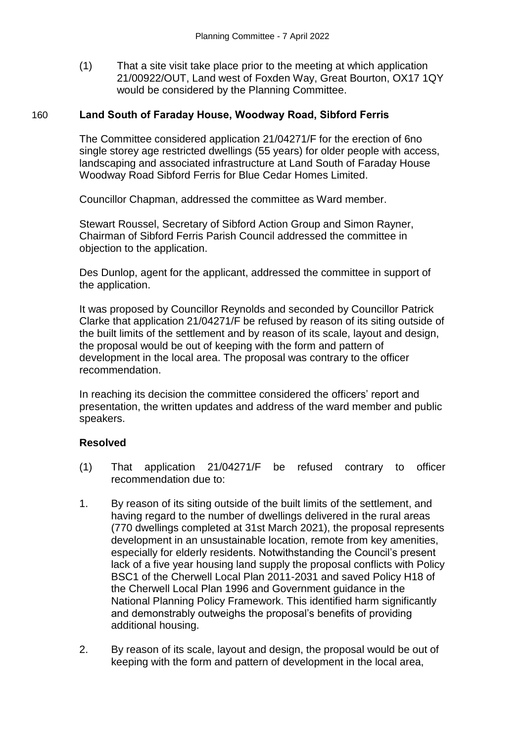(1) That a site visit take place prior to the meeting at which application 21/00922/OUT, Land west of Foxden Way, Great Bourton, OX17 1QY would be considered by the Planning Committee.

## 160 Land South of Faraday House, Woodway Road, Sibford Ferris

The Committee considered application 21/04271/F for the erection of 6no single storey age restricted dwellings (55 years) for older people with access, landscaping and associated infrastructure at Land South of Faraday House Woodway Road Sibford Ferris for Blue Cedar Homes Limited.

Councillor Chapman, addressed the committee as Ward member.

Stewart Roussel, Secretary of Sibford Action Group and Simon Rayner, Chairman of Sibford Ferris Parish Council addressed the committee in objection to the application.

Des Dunlop, agent for the applicant, addressed the committee in support of the application.

It was proposed by Councillor Reynolds and seconded by Councillor Patrick Clarke that application 21/04271/F be refused by reason of its siting outside of the built limits of the settlement and by reason of its scale, layout and design, the proposal would be out of keeping with the form and pattern of development in the local area. The proposal was contrary to the officer recommendation.

In reaching its decision the committee considered the officers' report and presentation, the written updates and address of the ward member and public speakers.

**Resolved**

(1) That application 21/04271/F be refused contrary to officer recommendation due to:

1. By reason of its siting outside of the built limits of the settlement, and having regard to the number of dwellings delivered in the rural areas (770 dwellings completed at 31st March 2021), the proposal represents development in an unsustainable location, remote from key amenities, especially for elderly residents. Notwithstanding the Council's present lack of a five year housing land supply the proposal conflicts with Policy BSC1 of the Cherwell Local Plan 2011-2031 and saved Policy H18 of the Cherwell Local Plan 1996 and Government guidance in the National Planning Policy Framework. This identified harm significantly and demonstrably outweighs the proposal's benefits of providing additional housing.

2. By reason of its scale, layout and design, the proposal would be out of keeping with the form and pattern of development in the local area,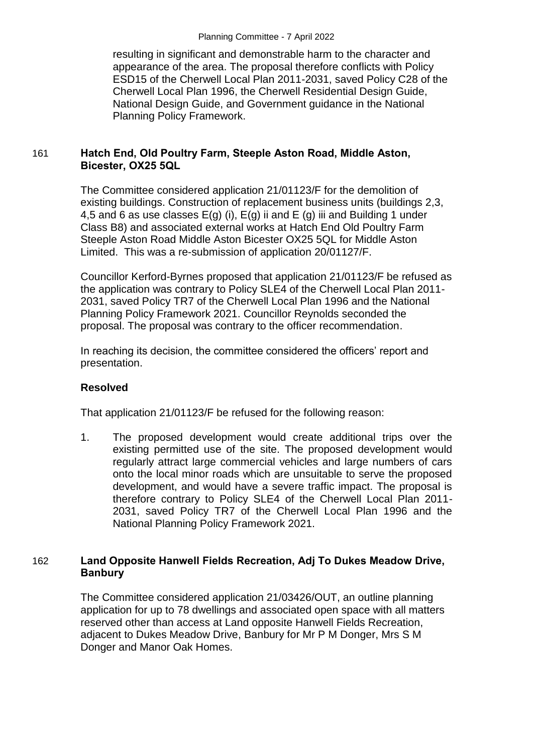resulting in significant and demonstrable harm to the character and appearance of the area. The proposal therefore conflicts with Policy ESD15 of the Cherwell Local Plan 2011-2031, saved Policy C28 of the Cherwell Local Plan 1996, the Cherwell Residential Design Guide, National Design Guide, and Government guidance in the National Planning Policy Framework.

## 161 Hatch End, Old Poultry Farm, Steeple Aston Road, Middle Aston, Bicester, OX25 5QL

The Committee considered application 21/01123/F for the demolition of existing buildings. Construction of replacement business units (buildings 2,3, 4,5 and 6 as use classes E(g) (i), E(g) ii and E (g) iii and Building 1 under Class B8) and associated external works at Hatch End Old Poultry Farm Steeple Aston Road Middle Aston Bicester OX25 5QL for Middle Aston Limited. This was a re-submission of application 20/01127/F.

Councillor Kerford-Byrnes proposed that application 21/01123/F be refused as the application was contrary to Policy SLE4 of the Cherwell Local Plan 2011-2031, saved Policy TR7 of the Cherwell Local Plan 1996 and the National Planning Policy Framework 2021. Councillor Reynolds seconded the proposal. The proposal was contrary to the officer recommendation.

In reaching its decision, the committee considered the officers' report and presentation.

**Resolved**

That application 21/01123/F be refused for the following reason:

1. The proposed development would create additional trips over the existing permitted use of the site. The proposed development would regularly attract large commercial vehicles and large numbers of cars onto the local minor roads which are unsuitable to serve the proposed development, and would have a severe traffic impact. The proposal is therefore contrary to Policy SLE4 of the Cherwell Local Plan 2011-2031, saved Policy TR7 of the Cherwell Local Plan 1996 and the National Planning Policy Framework 2021.

## 162 Land Opposite Hanwell Fields Recreation, Adj To Dukes Meadow Drive, Banbury

The Committee considered application 21/03426/OUT, an outline planning application for up to 78 dwellings and associated open space with all matters reserved other than access at Land opposite Hanwell Fields Recreation, adjacent to Dukes Meadow Drive, Banbury for Mr P M Donger, Mrs S M Donger and Manor Oak Homes.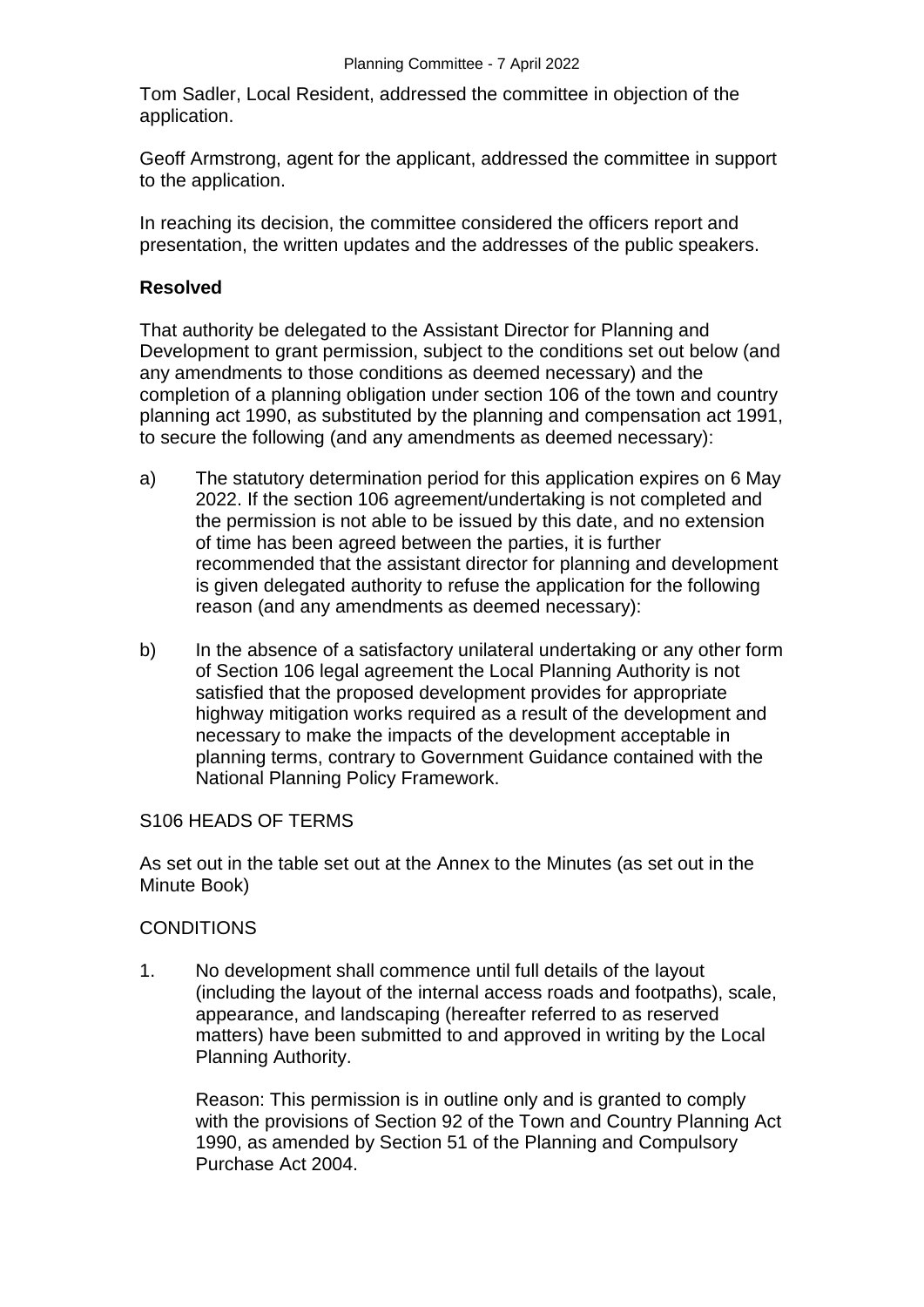Tom Sadler, Local Resident, addressed the committee in objection of the application.

Geoff Armstrong, agent for the applicant, addressed the committee in support to the application.

In reaching its decision, the committee considered the officers report and presentation, the written updates and the addresses of the public speakers.

**Resolved**

That authority be delegated to the Assistant Director for Planning and Development to grant permission, subject to the conditions set out below (and any amendments to those conditions as deemed necessary) and the completion of a planning obligation under section 106 of the town and country planning act 1990, as substituted by the planning and compensation act 1991, to secure the following (and any amendments as deemed necessary):

a) The statutory determination period for this application expires on 6 May 2022. If the section 106 agreement/undertaking is not completed and the permission is not able to be issued by this date, and no extension of time has been agreed between the parties, it is further recommended that the assistant director for planning and development is given delegated authority to refuse the application for the following reason (and any amendments as deemed necessary):

b) In the absence of a satisfactory unilateral undertaking or any other form of Section 106 legal agreement the Local Planning Authority is not satisfied that the proposed development provides for appropriate highway mitigation works required as a result of the development and necessary to make the impacts of the development acceptable in planning terms, contrary to Government Guidance contained with the National Planning Policy Framework.

S106 HEADS OF TERMS

As set out in the table set out at the Annex to the Minutes (as set out in the Minute Book)

CONDITIONS

1. No development shall commence until full details of the layout (including the layout of the internal access roads and footpaths), scale, appearance, and landscaping (hereafter referred to as reserved matters) have been submitted to and approved in writing by the Local Planning Authority.

   Reason: This permission is in outline only and is granted to comply with the provisions of Section 92 of the Town and Country Planning Act 1990, as amended by Section 51 of the Planning and Compulsory Purchase Act 2004.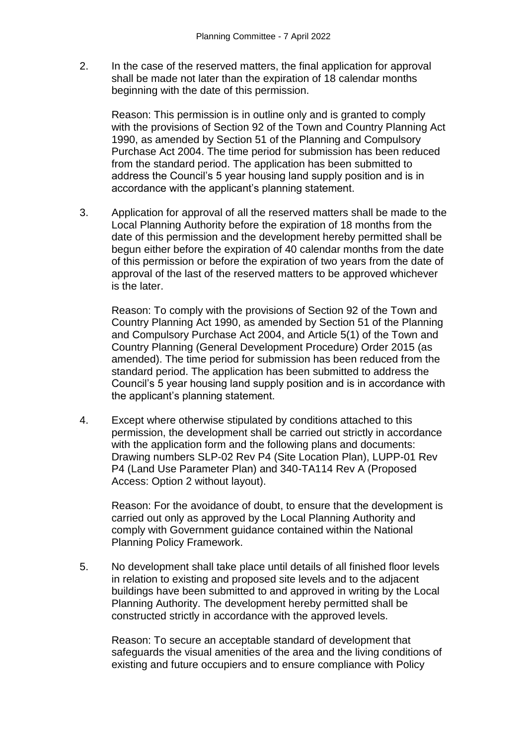2. In the case of the reserved matters, the final application for approval shall be made not later than the expiration of 18 calendar months beginning with the date of this permission.

   Reason: This permission is in outline only and is granted to comply with the provisions of Section 92 of the Town and Country Planning Act 1990, as amended by Section 51 of the Planning and Compulsory Purchase Act 2004. The time period for submission has been reduced from the standard period. The application has been submitted to address the Council's 5 year housing land supply position and is in accordance with the applicant's planning statement.

3. Application for approval of all the reserved matters shall be made to the Local Planning Authority before the expiration of 18 months from the date of this permission and the development hereby permitted shall be begun either before the expiration of 40 calendar months from the date of this permission or before the expiration of two years from the date of approval of the last of the reserved matters to be approved whichever is the later.

   Reason: To comply with the provisions of Section 92 of the Town and Country Planning Act 1990, as amended by Section 51 of the Planning and Compulsory Purchase Act 2004, and Article 5(1) of the Town and Country Planning (General Development Procedure) Order 2015 (as amended). The time period for submission has been reduced from the standard period. The application has been submitted to address the Council's 5 year housing land supply position and is in accordance with the applicant's planning statement.

4. Except where otherwise stipulated by conditions attached to this permission, the development shall be carried out strictly in accordance with the application form and the following plans and documents: Drawing numbers SLP-02 Rev P4 (Site Location Plan), LUPP-01 Rev P4 (Land Use Parameter Plan) and 340-TA114 Rev A (Proposed Access: Option 2 without layout).

   Reason: For the avoidance of doubt, to ensure that the development is carried out only as approved by the Local Planning Authority and comply with Government guidance contained within the National Planning Policy Framework.

5. No development shall take place until details of all finished floor levels in relation to existing and proposed site levels and to the adjacent buildings have been submitted to and approved in writing by the Local Planning Authority. The development hereby permitted shall be constructed strictly in accordance with the approved levels.

   Reason: To secure an acceptable standard of development that safeguards the visual amenities of the area and the living conditions of existing and future occupiers and to ensure compliance with Policy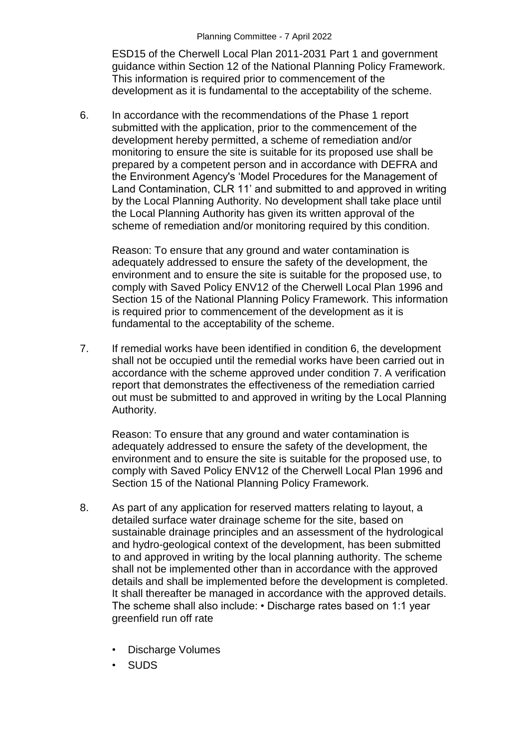ESD15 of the Cherwell Local Plan 2011-2031 Part 1 and government guidance within Section 12 of the National Planning Policy Framework. This information is required prior to commencement of the development as it is fundamental to the acceptability of the scheme.

6. In accordance with the recommendations of the Phase 1 report submitted with the application, prior to the commencement of the development hereby permitted, a scheme of remediation and/or monitoring to ensure the site is suitable for its proposed use shall be prepared by a competent person and in accordance with DEFRA and the Environment Agency's 'Model Procedures for the Management of Land Contamination, CLR 11' and submitted to and approved in writing by the Local Planning Authority. No development shall take place until the Local Planning Authority has given its written approval of the scheme of remediation and/or monitoring required by this condition.

   Reason: To ensure that any ground and water contamination is adequately addressed to ensure the safety of the development, the environment and to ensure the site is suitable for the proposed use, to comply with Saved Policy ENV12 of the Cherwell Local Plan 1996 and Section 15 of the National Planning Policy Framework. This information is required prior to commencement of the development as it is fundamental to the acceptability of the scheme.

7. If remedial works have been identified in condition 6, the development shall not be occupied until the remedial works have been carried out in accordance with the scheme approved under condition 7. A verification report that demonstrates the effectiveness of the remediation carried out must be submitted to and approved in writing by the Local Planning Authority.

   Reason: To ensure that any ground and water contamination is adequately addressed to ensure the safety of the development, the environment and to ensure the site is suitable for the proposed use, to comply with Saved Policy ENV12 of the Cherwell Local Plan 1996 and Section 15 of the National Planning Policy Framework.

8. As part of any application for reserved matters relating to layout, a detailed surface water drainage scheme for the site, based on sustainable drainage principles and an assessment of the hydrological and hydro-geological context of the development, has been submitted to and approved in writing by the local planning authority. The scheme shall not be implemented other than in accordance with the approved details and shall be implemented before the development is completed. It shall thereafter be managed in accordance with the approved details. The scheme shall also include: • Discharge rates based on 1:1 year greenfield run off rate

   - Discharge Volumes
   - SUDS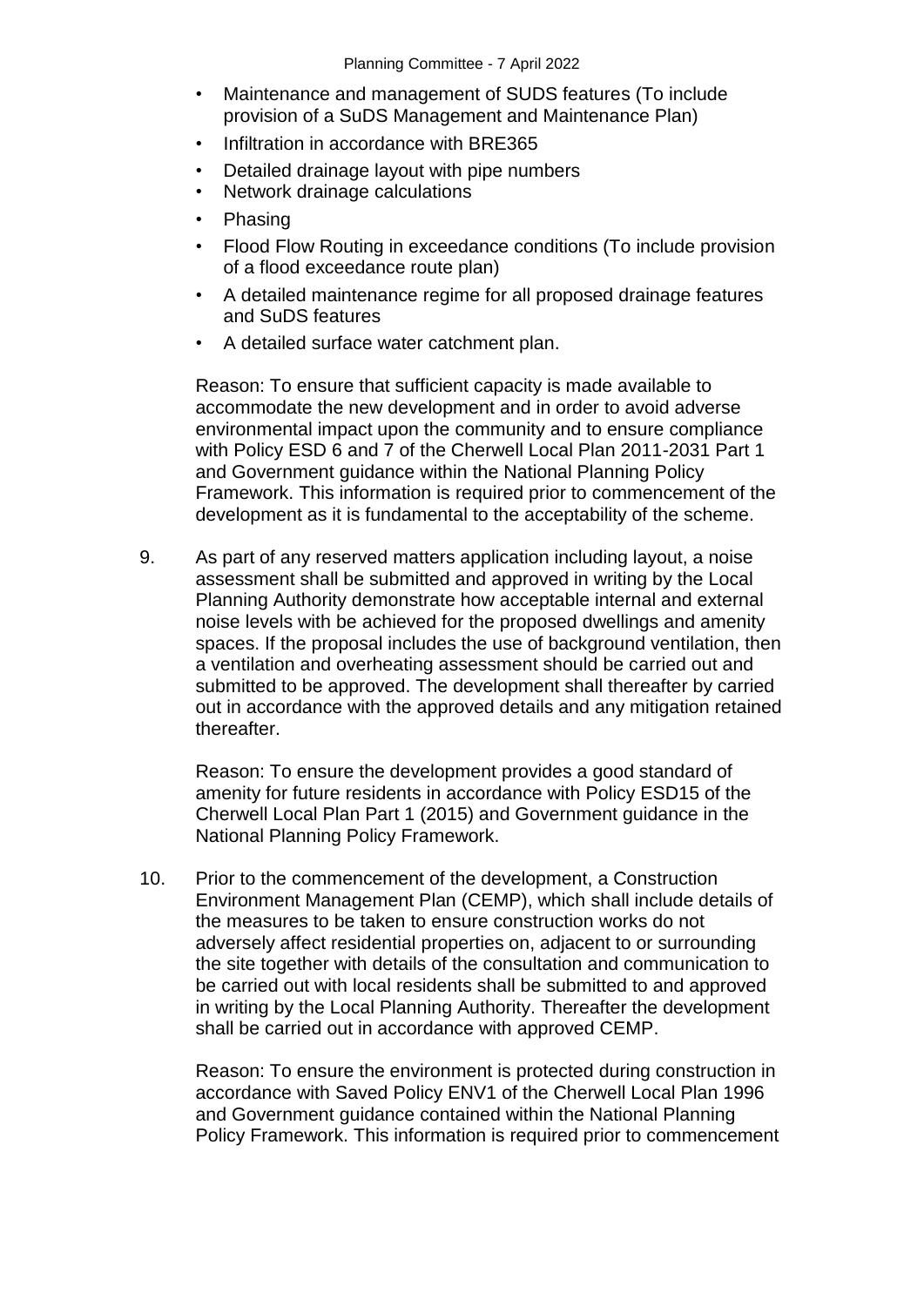- Maintenance and management of SUDS features (To include provision of a SuDS Management and Maintenance Plan)
- Infiltration in accordance with BRE365
- Detailed drainage layout with pipe numbers
- Network drainage calculations
- Phasing
- Flood Flow Routing in exceedance conditions (To include provision of a flood exceedance route plan)
- A detailed maintenance regime for all proposed drainage features and SuDS features
- A detailed surface water catchment plan.

Reason: To ensure that sufficient capacity is made available to accommodate the new development and in order to avoid adverse environmental impact upon the community and to ensure compliance with Policy ESD 6 and 7 of the Cherwell Local Plan 2011-2031 Part 1 and Government guidance within the National Planning Policy Framework. This information is required prior to commencement of the development as it is fundamental to the acceptability of the scheme.

9. As part of any reserved matters application including layout, a noise assessment shall be submitted and approved in writing by the Local Planning Authority demonstrate how acceptable internal and external noise levels with be achieved for the proposed dwellings and amenity spaces. If the proposal includes the use of background ventilation, then a ventilation and overheating assessment should be carried out and submitted to be approved. The development shall thereafter by carried out in accordance with the approved details and any mitigation retained thereafter.

   Reason: To ensure the development provides a good standard of amenity for future residents in accordance with Policy ESD15 of the Cherwell Local Plan Part 1 (2015) and Government guidance in the National Planning Policy Framework.

10. Prior to the commencement of the development, a Construction Environment Management Plan (CEMP), which shall include details of the measures to be taken to ensure construction works do not adversely affect residential properties on, adjacent to or surrounding the site together with details of the consultation and communication to be carried out with local residents shall be submitted to and approved in writing by the Local Planning Authority. Thereafter the development shall be carried out in accordance with approved CEMP.

    Reason: To ensure the environment is protected during construction in accordance with Saved Policy ENV1 of the Cherwell Local Plan 1996 and Government guidance contained within the National Planning Policy Framework. This information is required prior to commencement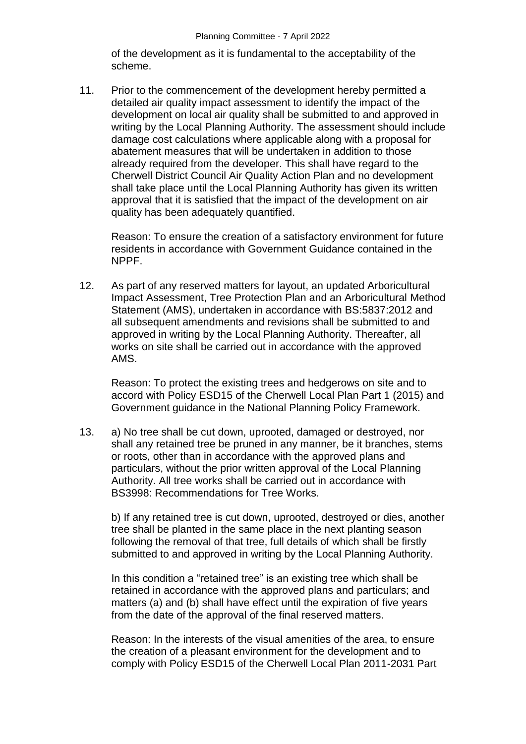of the development as it is fundamental to the acceptability of the scheme.

11. Prior to the commencement of the development hereby permitted a detailed air quality impact assessment to identify the impact of the development on local air quality shall be submitted to and approved in writing by the Local Planning Authority. The assessment should include damage cost calculations where applicable along with a proposal for abatement measures that will be undertaken in addition to those already required from the developer. This shall have regard to the Cherwell District Council Air Quality Action Plan and no development shall take place until the Local Planning Authority has given its written approval that it is satisfied that the impact of the development on air quality has been adequately quantified.

    Reason: To ensure the creation of a satisfactory environment for future residents in accordance with Government Guidance contained in the NPPF.

12. As part of any reserved matters for layout, an updated Arboricultural Impact Assessment, Tree Protection Plan and an Arboricultural Method Statement (AMS), undertaken in accordance with BS:5837:2012 and all subsequent amendments and revisions shall be submitted to and approved in writing by the Local Planning Authority. Thereafter, all works on site shall be carried out in accordance with the approved AMS.

    Reason: To protect the existing trees and hedgerows on site and to accord with Policy ESD15 of the Cherwell Local Plan Part 1 (2015) and Government guidance in the National Planning Policy Framework.

13. a) No tree shall be cut down, uprooted, damaged or destroyed, nor shall any retained tree be pruned in any manner, be it branches, stems or roots, other than in accordance with the approved plans and particulars, without the prior written approval of the Local Planning Authority. All tree works shall be carried out in accordance with BS3998: Recommendations for Tree Works.

    b) If any retained tree is cut down, uprooted, destroyed or dies, another tree shall be planted in the same place in the next planting season following the removal of that tree, full details of which shall be firstly submitted to and approved in writing by the Local Planning Authority.

    In this condition a "retained tree" is an existing tree which shall be retained in accordance with the approved plans and particulars; and matters (a) and (b) shall have effect until the expiration of five years from the date of the approval of the final reserved matters.

    Reason: In the interests of the visual amenities of the area, to ensure the creation of a pleasant environment for the development and to comply with Policy ESD15 of the Cherwell Local Plan 2011-2031 Part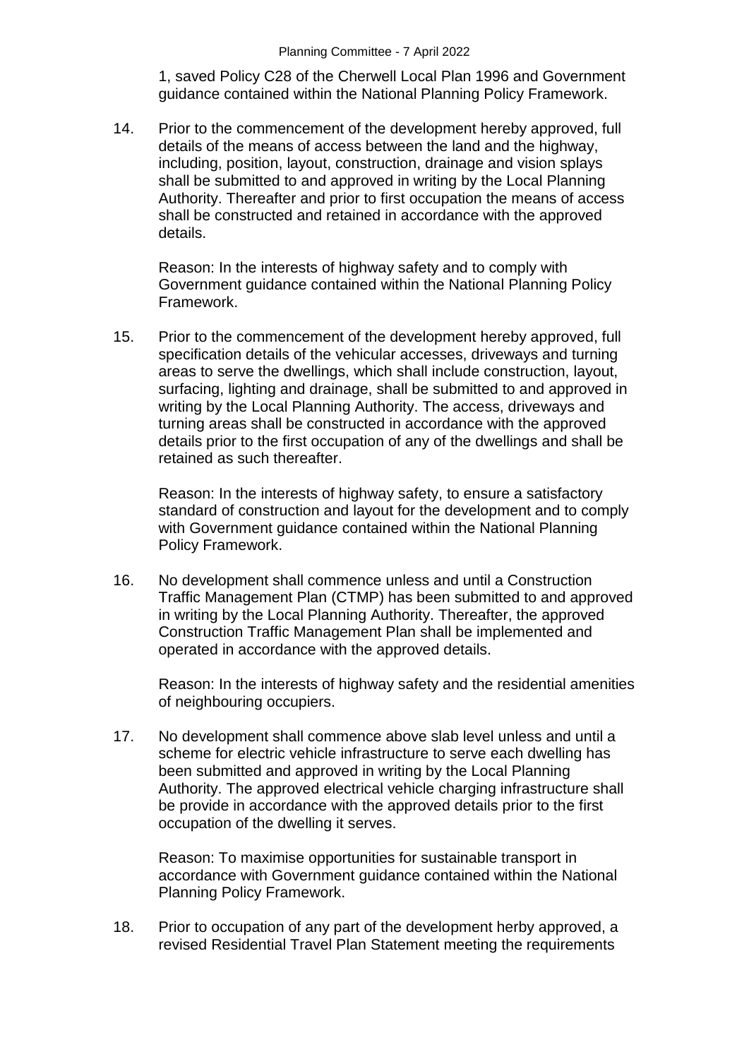1, saved Policy C28 of the Cherwell Local Plan 1996 and Government guidance contained within the National Planning Policy Framework.

14. Prior to the commencement of the development hereby approved, full details of the means of access between the land and the highway, including, position, layout, construction, drainage and vision splays shall be submitted to and approved in writing by the Local Planning Authority. Thereafter and prior to first occupation the means of access shall be constructed and retained in accordance with the approved details.

    Reason: In the interests of highway safety and to comply with Government guidance contained within the National Planning Policy Framework.

15. Prior to the commencement of the development hereby approved, full specification details of the vehicular accesses, driveways and turning areas to serve the dwellings, which shall include construction, layout, surfacing, lighting and drainage, shall be submitted to and approved in writing by the Local Planning Authority. The access, driveways and turning areas shall be constructed in accordance with the approved details prior to the first occupation of any of the dwellings and shall be retained as such thereafter.

    Reason: In the interests of highway safety, to ensure a satisfactory standard of construction and layout for the development and to comply with Government guidance contained within the National Planning Policy Framework.

16. No development shall commence unless and until a Construction Traffic Management Plan (CTMP) has been submitted to and approved in writing by the Local Planning Authority. Thereafter, the approved Construction Traffic Management Plan shall be implemented and operated in accordance with the approved details.

    Reason: In the interests of highway safety and the residential amenities of neighbouring occupiers.

17. No development shall commence above slab level unless and until a scheme for electric vehicle infrastructure to serve each dwelling has been submitted and approved in writing by the Local Planning Authority. The approved electrical vehicle charging infrastructure shall be provide in accordance with the approved details prior to the first occupation of the dwelling it serves.

    Reason: To maximise opportunities for sustainable transport in accordance with Government guidance contained within the National Planning Policy Framework.

18. Prior to occupation of any part of the development herby approved, a revised Residential Travel Plan Statement meeting the requirements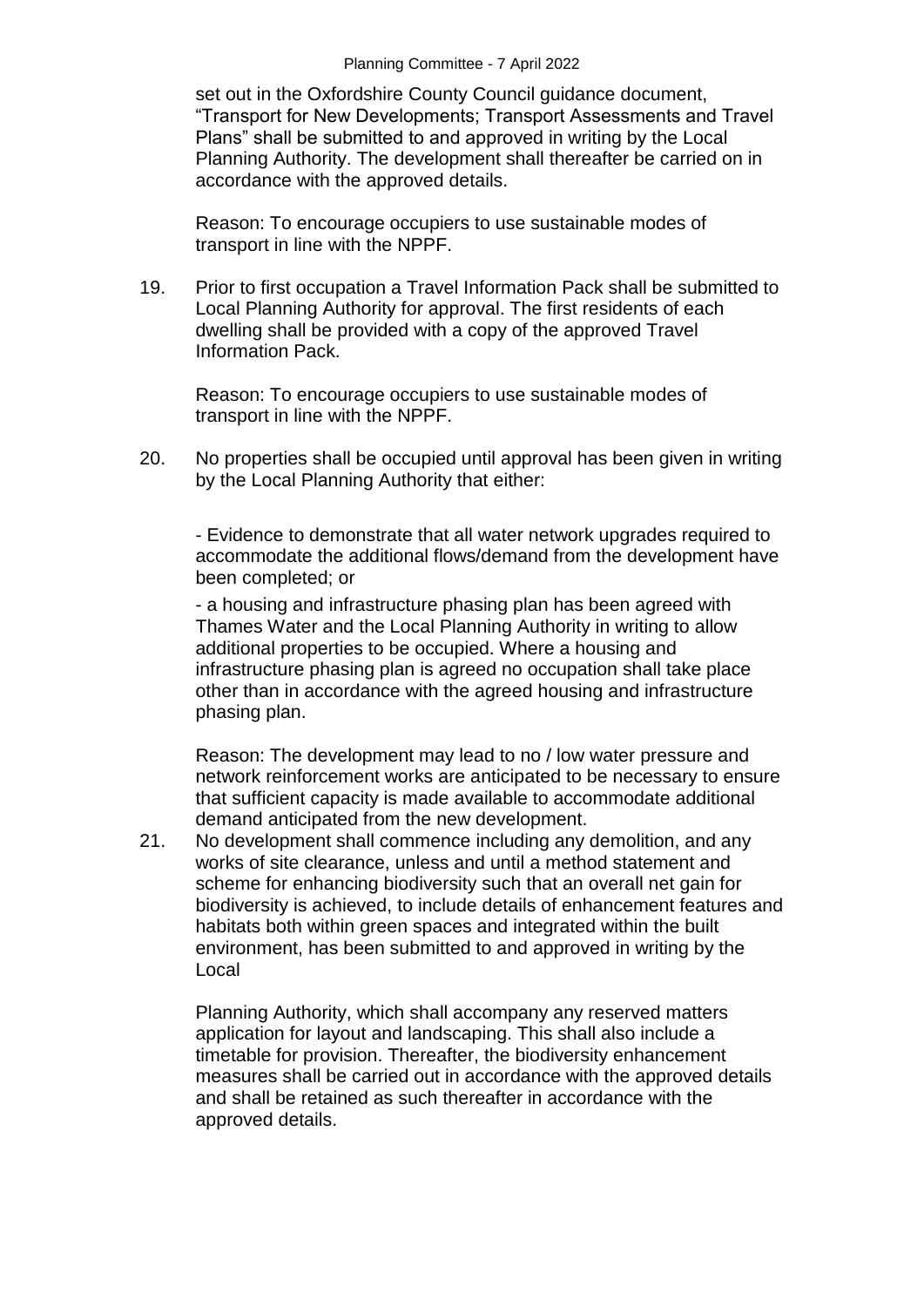set out in the Oxfordshire County Council guidance document, "Transport for New Developments; Transport Assessments and Travel Plans" shall be submitted to and approved in writing by the Local Planning Authority. The development shall thereafter be carried on in accordance with the approved details.

Reason: To encourage occupiers to use sustainable modes of transport in line with the NPPF.

19. Prior to first occupation a Travel Information Pack shall be submitted to Local Planning Authority for approval. The first residents of each dwelling shall be provided with a copy of the approved Travel Information Pack.

    Reason: To encourage occupiers to use sustainable modes of transport in line with the NPPF.

20. No properties shall be occupied until approval has been given in writing by the Local Planning Authority that either:

    - Evidence to demonstrate that all water network upgrades required to accommodate the additional flows/demand from the development have been completed; or
    - a housing and infrastructure phasing plan has been agreed with Thames Water and the Local Planning Authority in writing to allow additional properties to be occupied. Where a housing and infrastructure phasing plan is agreed no occupation shall take place other than in accordance with the agreed housing and infrastructure phasing plan.

    Reason: The development may lead to no / low water pressure and network reinforcement works are anticipated to be necessary to ensure that sufficient capacity is made available to accommodate additional demand anticipated from the new development.

21. No development shall commence including any demolition, and any works of site clearance, unless and until a method statement and scheme for enhancing biodiversity such that an overall net gain for biodiversity is achieved, to include details of enhancement features and habitats both within green spaces and integrated within the built environment, has been submitted to and approved in writing by the Local

    Planning Authority, which shall accompany any reserved matters application for layout and landscaping. This shall also include a timetable for provision. Thereafter, the biodiversity enhancement measures shall be carried out in accordance with the approved details and shall be retained as such thereafter in accordance with the approved details.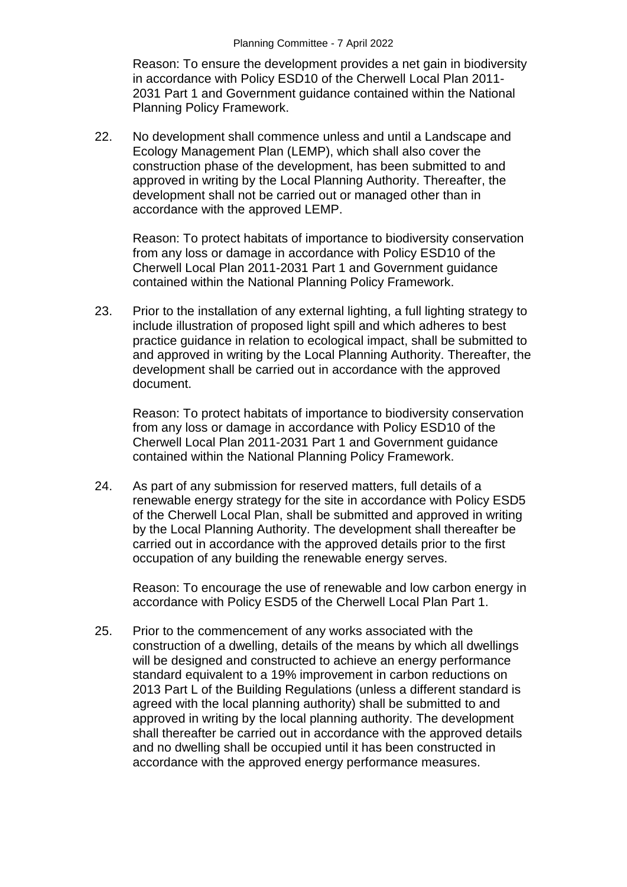Reason: To ensure the development provides a net gain in biodiversity in accordance with Policy ESD10 of the Cherwell Local Plan 2011-2031 Part 1 and Government guidance contained within the National Planning Policy Framework.

22. No development shall commence unless and until a Landscape and Ecology Management Plan (LEMP), which shall also cover the construction phase of the development, has been submitted to and approved in writing by the Local Planning Authority. Thereafter, the development shall not be carried out or managed other than in accordance with the approved LEMP.

    Reason: To protect habitats of importance to biodiversity conservation from any loss or damage in accordance with Policy ESD10 of the Cherwell Local Plan 2011-2031 Part 1 and Government guidance contained within the National Planning Policy Framework.

23. Prior to the installation of any external lighting, a full lighting strategy to include illustration of proposed light spill and which adheres to best practice guidance in relation to ecological impact, shall be submitted to and approved in writing by the Local Planning Authority. Thereafter, the development shall be carried out in accordance with the approved document.

    Reason: To protect habitats of importance to biodiversity conservation from any loss or damage in accordance with Policy ESD10 of the Cherwell Local Plan 2011-2031 Part 1 and Government guidance contained within the National Planning Policy Framework.

24. As part of any submission for reserved matters, full details of a renewable energy strategy for the site in accordance with Policy ESD5 of the Cherwell Local Plan, shall be submitted and approved in writing by the Local Planning Authority. The development shall thereafter be carried out in accordance with the approved details prior to the first occupation of any building the renewable energy serves.

    Reason: To encourage the use of renewable and low carbon energy in accordance with Policy ESD5 of the Cherwell Local Plan Part 1.

25. Prior to the commencement of any works associated with the construction of a dwelling, details of the means by which all dwellings will be designed and constructed to achieve an energy performance standard equivalent to a 19% improvement in carbon reductions on 2013 Part L of the Building Regulations (unless a different standard is agreed with the local planning authority) shall be submitted to and approved in writing by the local planning authority. The development shall thereafter be carried out in accordance with the approved details and no dwelling shall be occupied until it has been constructed in accordance with the approved energy performance measures.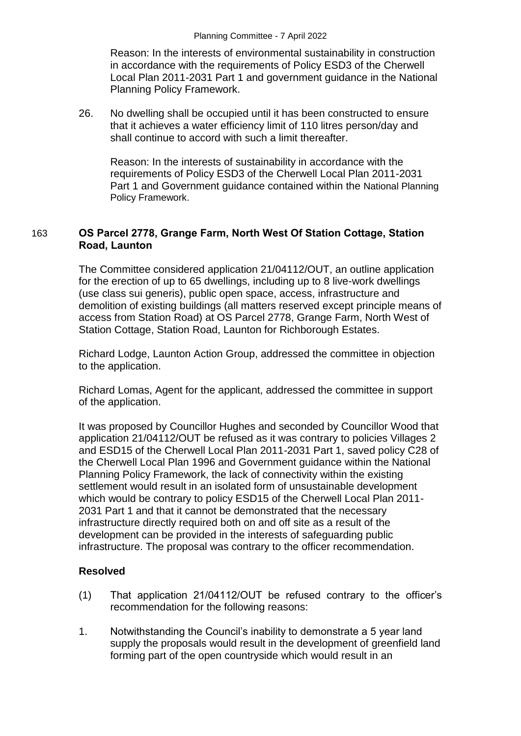Reason: In the interests of environmental sustainability in construction in accordance with the requirements of Policy ESD3 of the Cherwell Local Plan 2011-2031 Part 1 and government guidance in the National Planning Policy Framework.

26. No dwelling shall be occupied until it has been constructed to ensure that it achieves a water efficiency limit of 110 litres person/day and shall continue to accord with such a limit thereafter.

    Reason: In the interests of sustainability in accordance with the requirements of Policy ESD3 of the Cherwell Local Plan 2011-2031 Part 1 and Government guidance contained within the National Planning Policy Framework.

### 163 OS Parcel 2778, Grange Farm, North West Of Station Cottage, Station Road, Launton

The Committee considered application 21/04112/OUT, an outline application for the erection of up to 65 dwellings, including up to 8 live-work dwellings (use class sui generis), public open space, access, infrastructure and demolition of existing buildings (all matters reserved except principle means of access from Station Road) at OS Parcel 2778, Grange Farm, North West of Station Cottage, Station Road, Launton for Richborough Estates.

Richard Lodge, Launton Action Group, addressed the committee in objection to the application.

Richard Lomas, Agent for the applicant, addressed the committee in support of the application.

It was proposed by Councillor Hughes and seconded by Councillor Wood that application 21/04112/OUT be refused as it was contrary to policies Villages 2 and ESD15 of the Cherwell Local Plan 2011-2031 Part 1, saved policy C28 of the Cherwell Local Plan 1996 and Government guidance within the National Planning Policy Framework, the lack of connectivity within the existing settlement would result in an isolated form of unsustainable development which would be contrary to policy ESD15 of the Cherwell Local Plan 2011-2031 Part 1 and that it cannot be demonstrated that the necessary infrastructure directly required both on and off site as a result of the development can be provided in the interests of safeguarding public infrastructure. The proposal was contrary to the officer recommendation.

**Resolved**

(1) That application 21/04112/OUT be refused contrary to the officer's recommendation for the following reasons:

1. Notwithstanding the Council's inability to demonstrate a 5 year land supply the proposals would result in the development of greenfield land forming part of the open countryside which would result in an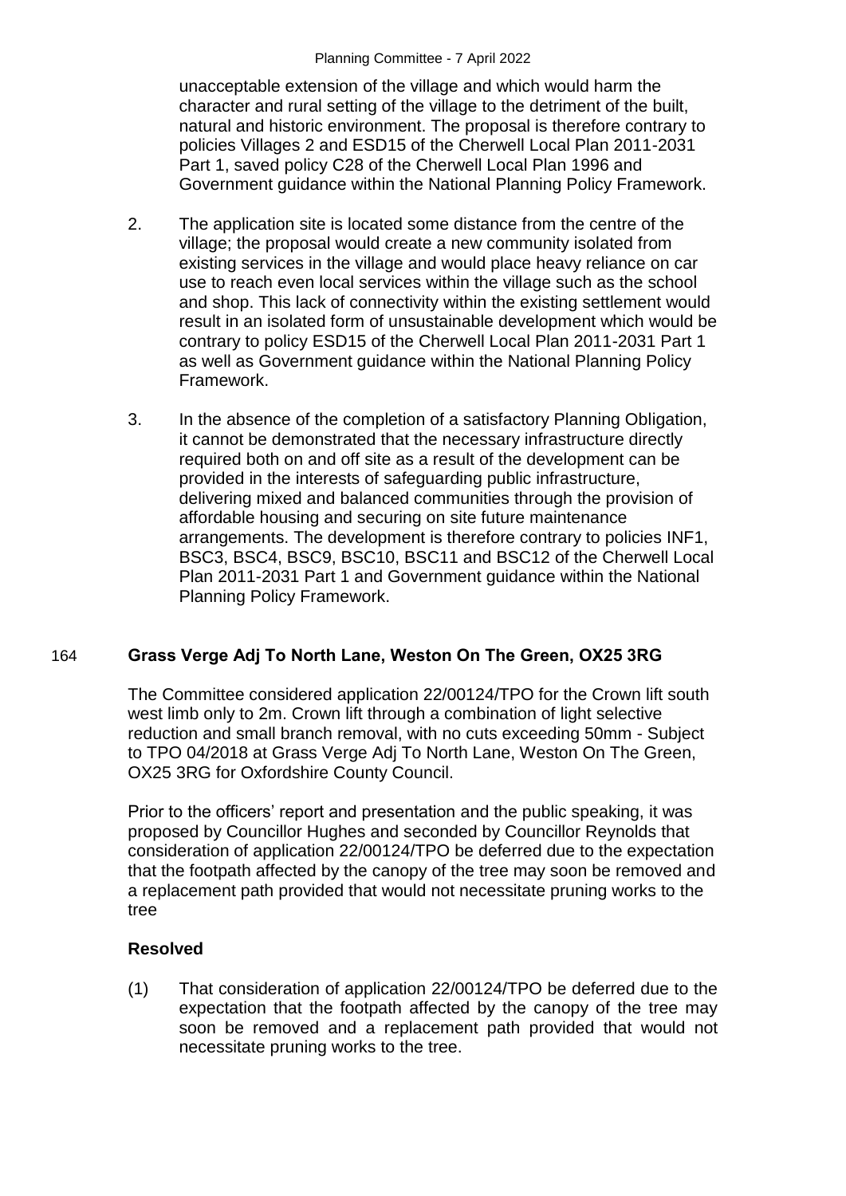unacceptable extension of the village and which would harm the character and rural setting of the village to the detriment of the built, natural and historic environment. The proposal is therefore contrary to policies Villages 2 and ESD15 of the Cherwell Local Plan 2011-2031 Part 1, saved policy C28 of the Cherwell Local Plan 1996 and Government guidance within the National Planning Policy Framework.

2. The application site is located some distance from the centre of the village; the proposal would create a new community isolated from existing services in the village and would place heavy reliance on car use to reach even local services within the village such as the school and shop. This lack of connectivity within the existing settlement would result in an isolated form of unsustainable development which would be contrary to policy ESD15 of the Cherwell Local Plan 2011-2031 Part 1 as well as Government guidance within the National Planning Policy Framework.

3. In the absence of the completion of a satisfactory Planning Obligation, it cannot be demonstrated that the necessary infrastructure directly required both on and off site as a result of the development can be provided in the interests of safeguarding public infrastructure, delivering mixed and balanced communities through the provision of affordable housing and securing on site future maintenance arrangements. The development is therefore contrary to policies INF1, BSC3, BSC4, BSC9, BSC10, BSC11 and BSC12 of the Cherwell Local Plan 2011-2031 Part 1 and Government guidance within the National Planning Policy Framework.

## 164 Grass Verge Adj To North Lane, Weston On The Green, OX25 3RG

The Committee considered application 22/00124/TPO for the Crown lift south west limb only to 2m. Crown lift through a combination of light selective reduction and small branch removal, with no cuts exceeding 50mm - Subject to TPO 04/2018 at Grass Verge Adj To North Lane, Weston On The Green, OX25 3RG for Oxfordshire County Council.

Prior to the officers' report and presentation and the public speaking, it was proposed by Councillor Hughes and seconded by Councillor Reynolds that consideration of application 22/00124/TPO be deferred due to the expectation that the footpath affected by the canopy of the tree may soon be removed and a replacement path provided that would not necessitate pruning works to the tree

**Resolved**

(1) That consideration of application 22/00124/TPO be deferred due to the expectation that the footpath affected by the canopy of the tree may soon be removed and a replacement path provided that would not necessitate pruning works to the tree.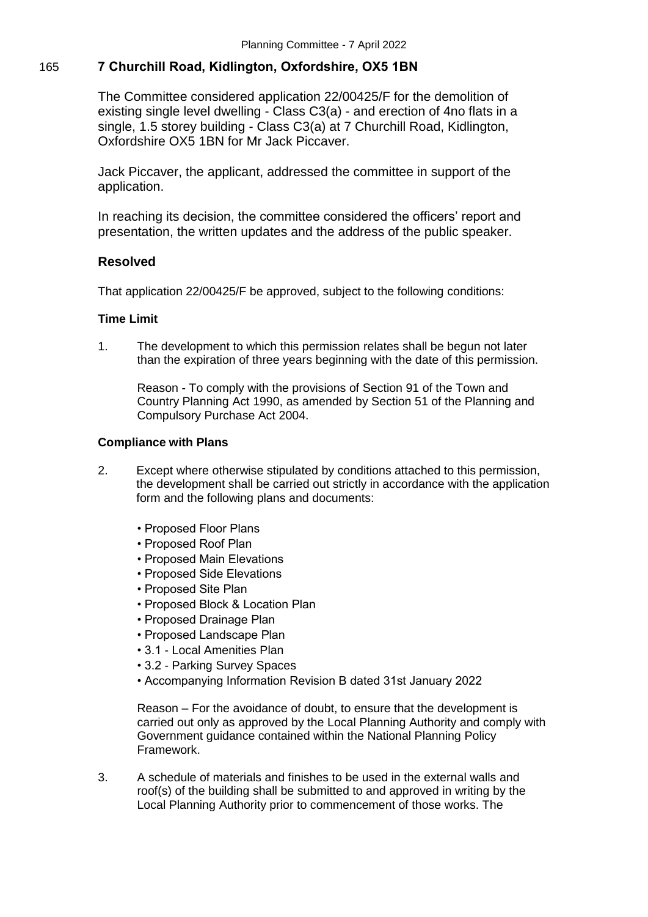## 165 7 Churchill Road, Kidlington, Oxfordshire, OX5 1BN

The Committee considered application 22/00425/F for the demolition of existing single level dwelling - Class C3(a) - and erection of 4no flats in a single, 1.5 storey building - Class C3(a) at 7 Churchill Road, Kidlington, Oxfordshire OX5 1BN for Mr Jack Piccaver.

Jack Piccaver, the applicant, addressed the committee in support of the application.

In reaching its decision, the committee considered the officers' report and presentation, the written updates and the address of the public speaker.

### Resolved

That application 22/00425/F be approved, subject to the following conditions:

**Time Limit**

1. The development to which this permission relates shall be begun not later than the expiration of three years beginning with the date of this permission.

   Reason - To comply with the provisions of Section 91 of the Town and Country Planning Act 1990, as amended by Section 51 of the Planning and Compulsory Purchase Act 2004.

**Compliance with Plans**

2. Except where otherwise stipulated by conditions attached to this permission, the development shall be carried out strictly in accordance with the application form and the following plans and documents:

   - Proposed Floor Plans
   - Proposed Roof Plan
   - Proposed Main Elevations
   - Proposed Side Elevations
   - Proposed Site Plan
   - Proposed Block & Location Plan
   - Proposed Drainage Plan
   - Proposed Landscape Plan
   - 3.1 - Local Amenities Plan
   - 3.2 - Parking Survey Spaces
   - Accompanying Information Revision B dated 31st January 2022

   Reason – For the avoidance of doubt, to ensure that the development is carried out only as approved by the Local Planning Authority and comply with Government guidance contained within the National Planning Policy Framework.

3. A schedule of materials and finishes to be used in the external walls and roof(s) of the building shall be submitted to and approved in writing by the Local Planning Authority prior to commencement of those works. The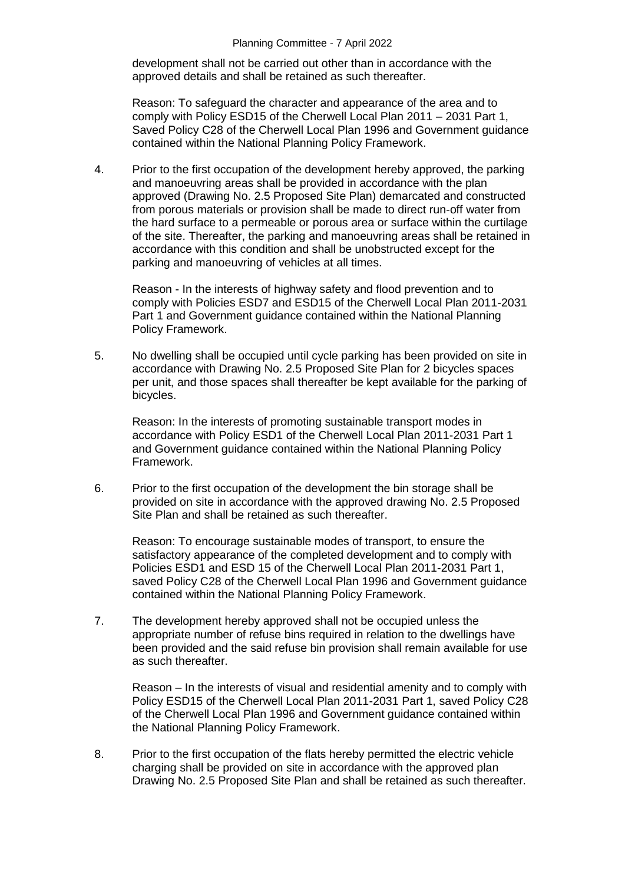development shall not be carried out other than in accordance with the approved details and shall be retained as such thereafter.

Reason: To safeguard the character and appearance of the area and to comply with Policy ESD15 of the Cherwell Local Plan 2011 – 2031 Part 1, Saved Policy C28 of the Cherwell Local Plan 1996 and Government guidance contained within the National Planning Policy Framework.

4. Prior to the first occupation of the development hereby approved, the parking and manoeuvring areas shall be provided in accordance with the plan approved (Drawing No. 2.5 Proposed Site Plan) demarcated and constructed from porous materials or provision shall be made to direct run-off water from the hard surface to a permeable or porous area or surface within the curtilage of the site. Thereafter, the parking and manoeuvring areas shall be retained in accordance with this condition and shall be unobstructed except for the parking and manoeuvring of vehicles at all times.

   Reason - In the interests of highway safety and flood prevention and to comply with Policies ESD7 and ESD15 of the Cherwell Local Plan 2011-2031 Part 1 and Government guidance contained within the National Planning Policy Framework.

5. No dwelling shall be occupied until cycle parking has been provided on site in accordance with Drawing No. 2.5 Proposed Site Plan for 2 bicycles spaces per unit, and those spaces shall thereafter be kept available for the parking of bicycles.

   Reason: In the interests of promoting sustainable transport modes in accordance with Policy ESD1 of the Cherwell Local Plan 2011-2031 Part 1 and Government guidance contained within the National Planning Policy Framework.

6. Prior to the first occupation of the development the bin storage shall be provided on site in accordance with the approved drawing No. 2.5 Proposed Site Plan and shall be retained as such thereafter.

   Reason: To encourage sustainable modes of transport, to ensure the satisfactory appearance of the completed development and to comply with Policies ESD1 and ESD 15 of the Cherwell Local Plan 2011-2031 Part 1, saved Policy C28 of the Cherwell Local Plan 1996 and Government guidance contained within the National Planning Policy Framework.

7. The development hereby approved shall not be occupied unless the appropriate number of refuse bins required in relation to the dwellings have been provided and the said refuse bin provision shall remain available for use as such thereafter.

   Reason – In the interests of visual and residential amenity and to comply with Policy ESD15 of the Cherwell Local Plan 2011-2031 Part 1, saved Policy C28 of the Cherwell Local Plan 1996 and Government guidance contained within the National Planning Policy Framework.

8. Prior to the first occupation of the flats hereby permitted the electric vehicle charging shall be provided on site in accordance with the approved plan Drawing No. 2.5 Proposed Site Plan and shall be retained as such thereafter.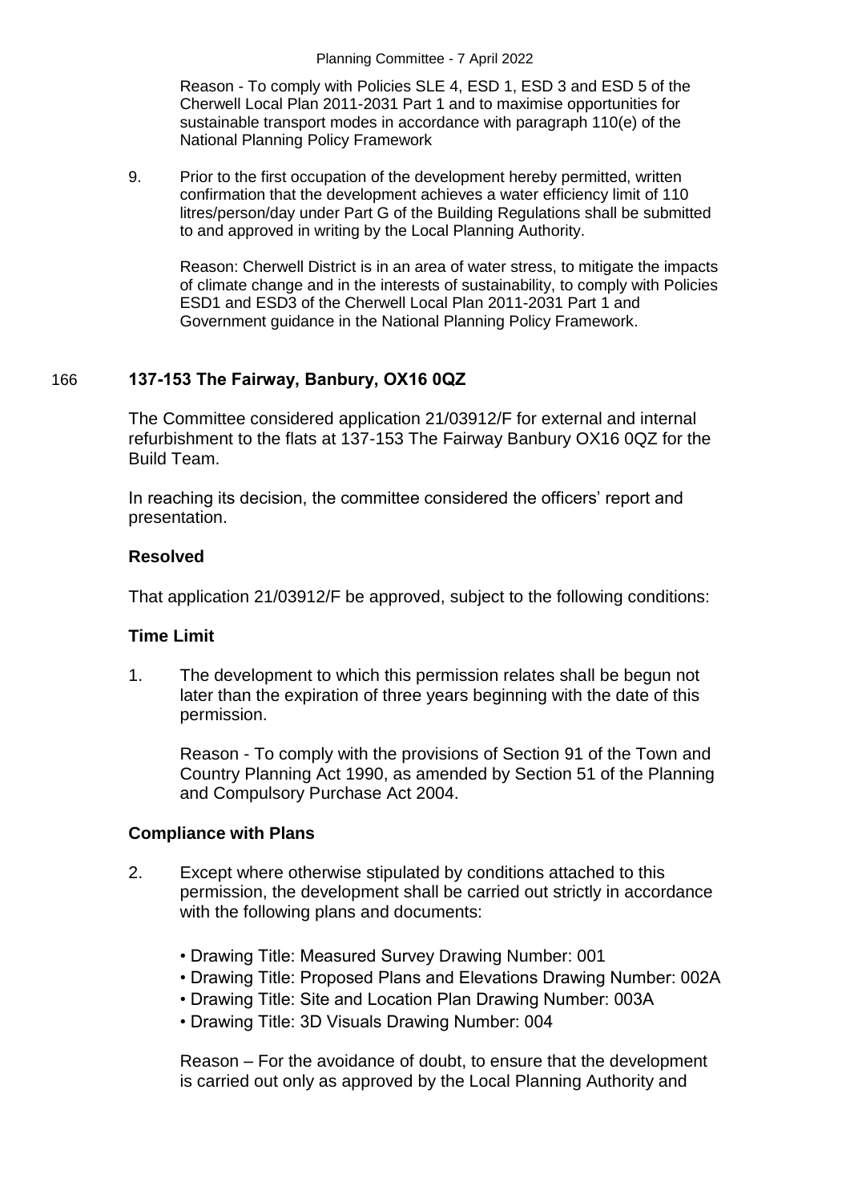Reason - To comply with Policies SLE 4, ESD 1, ESD 3 and ESD 5 of the Cherwell Local Plan 2011-2031 Part 1 and to maximise opportunities for sustainable transport modes in accordance with paragraph 110(e) of the National Planning Policy Framework

9. Prior to the first occupation of the development hereby permitted, written confirmation that the development achieves a water efficiency limit of 110 litres/person/day under Part G of the Building Regulations shall be submitted to and approved in writing by the Local Planning Authority.

   Reason: Cherwell District is in an area of water stress, to mitigate the impacts of climate change and in the interests of sustainability, to comply with Policies ESD1 and ESD3 of the Cherwell Local Plan 2011-2031 Part 1 and Government guidance in the National Planning Policy Framework.

## 166 137-153 The Fairway, Banbury, OX16 0QZ

The Committee considered application 21/03912/F for external and internal refurbishment to the flats at 137-153 The Fairway Banbury OX16 0QZ for the Build Team.

In reaching its decision, the committee considered the officers' report and presentation.

**Resolved**

That application 21/03912/F be approved, subject to the following conditions:

**Time Limit**

1. The development to which this permission relates shall be begun not later than the expiration of three years beginning with the date of this permission.

   Reason - To comply with the provisions of Section 91 of the Town and Country Planning Act 1990, as amended by Section 51 of the Planning and Compulsory Purchase Act 2004.

**Compliance with Plans**

2. Except where otherwise stipulated by conditions attached to this permission, the development shall be carried out strictly in accordance with the following plans and documents:

   - Drawing Title: Measured Survey Drawing Number: 001
   - Drawing Title: Proposed Plans and Elevations Drawing Number: 002A
   - Drawing Title: Site and Location Plan Drawing Number: 003A
   - Drawing Title: 3D Visuals Drawing Number: 004

   Reason – For the avoidance of doubt, to ensure that the development is carried out only as approved by the Local Planning Authority and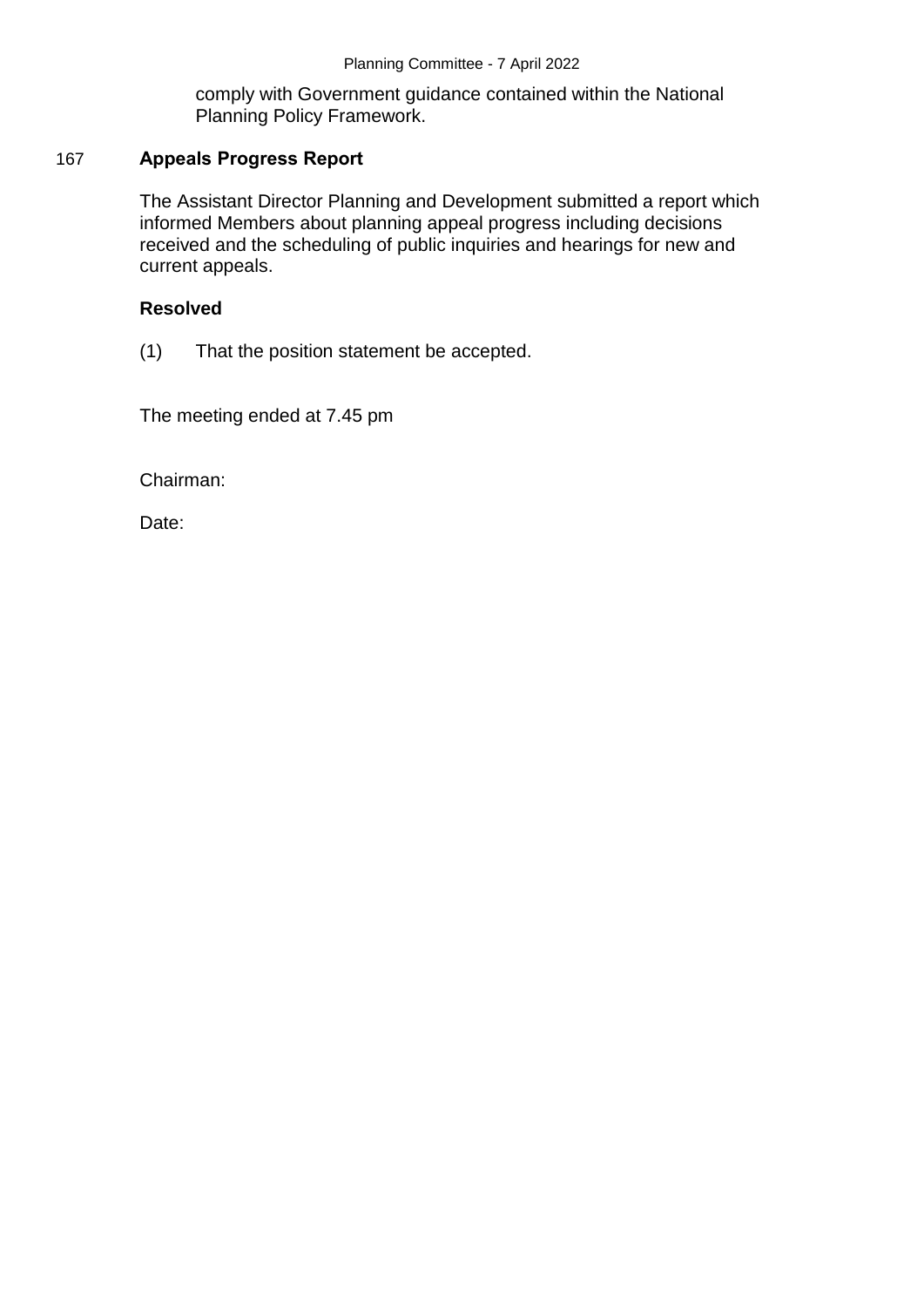comply with Government guidance contained within the National Planning Policy Framework.

## 167 Appeals Progress Report

The Assistant Director Planning and Development submitted a report which informed Members about planning appeal progress including decisions received and the scheduling of public inquiries and hearings for new and current appeals.

**Resolved**

(1) That the position statement be accepted.

The meeting ended at 7.45 pm

Chairman:

Date: